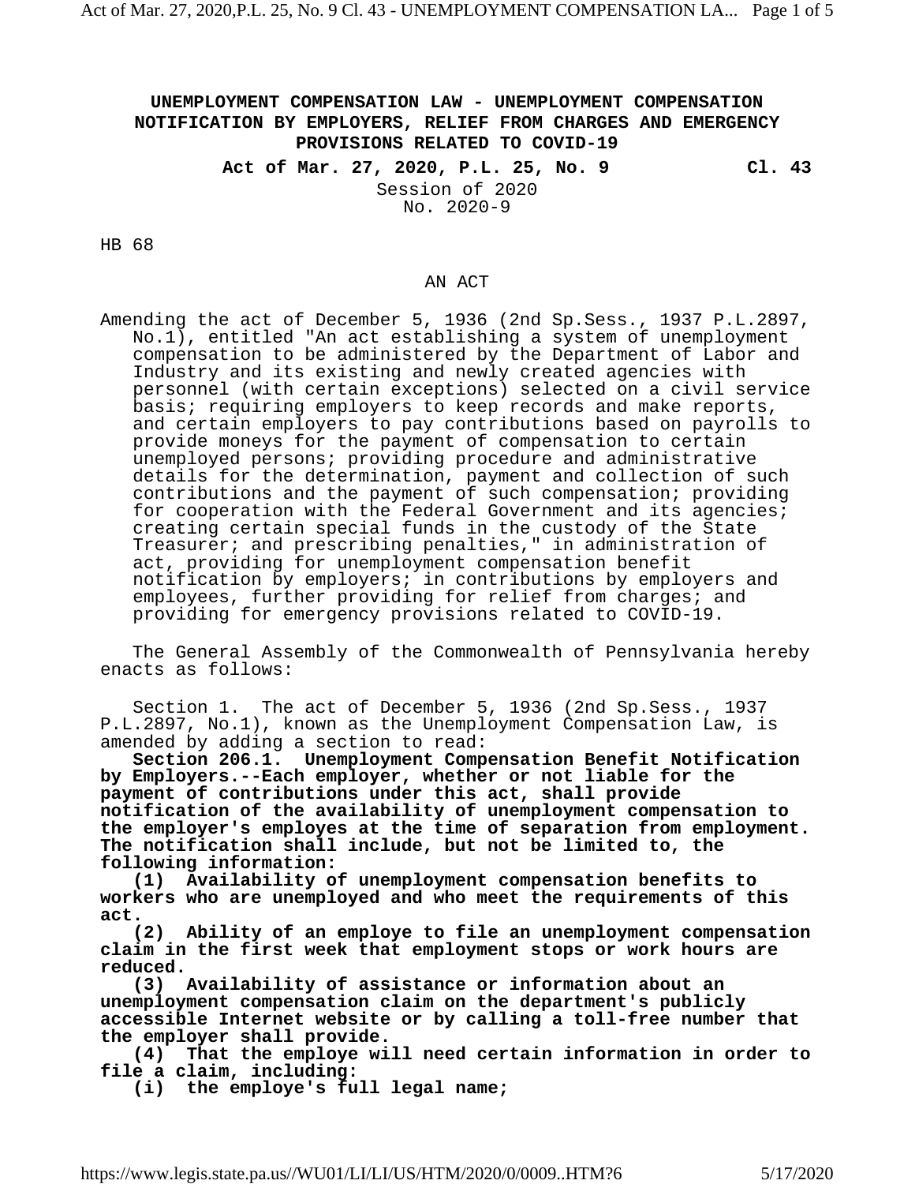# UNEMPLOYMENT COMPENSATION LAW - UNEMPLOYMENT COMPENSATION NOTIFICATION BY EMPLOYERS, RELIEF FROM CHARGES AND EMERGENCY PROVISIONS RELATED TO COVID-19

**Act of Mar. 27, 2020, P.L. 25, No. 9** **Cl. 43**

Session of 2020
No. 2020-9

HB 68

AN ACT

Amending the act of December 5, 1936 (2nd Sp.Sess., 1937 P.L.2897, No.1), entitled "An act establishing a system of unemployment compensation to be administered by the Department of Labor and Industry and its existing and newly created agencies with personnel (with certain exceptions) selected on a civil service basis; requiring employers to keep records and make reports, and certain employers to pay contributions based on payrolls to provide moneys for the payment of compensation to certain unemployed persons; providing procedure and administrative details for the determination, payment and collection of such contributions and the payment of such compensation; providing for cooperation with the Federal Government and its agencies; creating certain special funds in the custody of the State Treasurer; and prescribing penalties," in administration of act, providing for unemployment compensation benefit notification by employers; in contributions by employers and employees, further providing for relief from charges; and providing for emergency provisions related to COVID-19.

The General Assembly of the Commonwealth of Pennsylvania hereby enacts as follows:

Section 1. The act of December 5, 1936 (2nd Sp.Sess., 1937 P.L.2897, No.1), known as the Unemployment Compensation Law, is amended by adding a section to read:

**Section 206.1. Unemployment Compensation Benefit Notification by Employers.--Each employer, whether or not liable for the payment of contributions under this act, shall provide notification of the availability of unemployment compensation to the employer's employes at the time of separation from employment. The notification shall include, but not be limited to, the following information:**

**(1) Availability of unemployment compensation benefits to workers who are unemployed and who meet the requirements of this act.**

**(2) Ability of an employe to file an unemployment compensation claim in the first week that employment stops or work hours are reduced.**

**(3) Availability of assistance or information about an unemployment compensation claim on the department's publicly accessible Internet website or by calling a toll-free number that the employer shall provide.**

**(4) That the employe will need certain information in order to file a claim, including:**

**(i) the employe's full legal name;**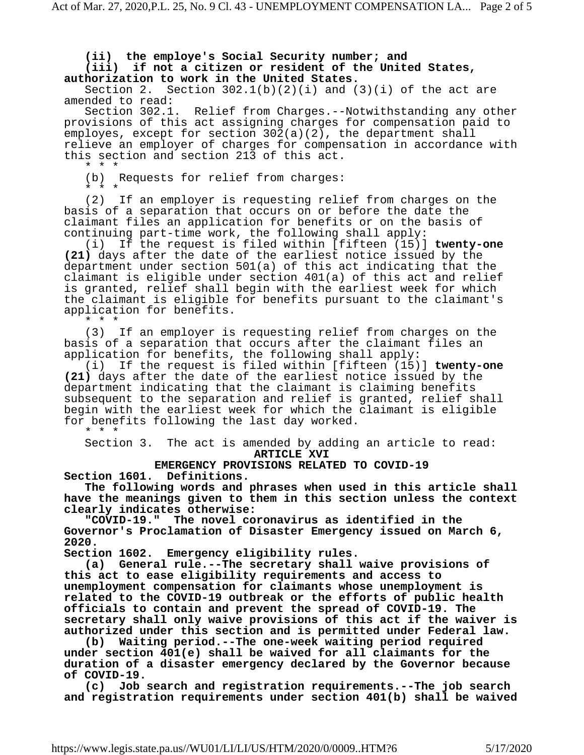**(ii) the employe's Social Security number; and**

**(iii) if not a citizen or resident of the United States, authorization to work in the United States.**

Section 2. Section 302.1(b)(2)(i) and (3)(i) of the act are amended to read:

Section 302.1. Relief from Charges.--Notwithstanding any other provisions of this act assigning charges for compensation paid to employes, except for section 302(a)(2), the department shall relieve an employer of charges for compensation in accordance with this section and section 213 of this act.

\* \* \*

(b) Requests for relief from charges:

\* \* \*

(2) If an employer is requesting relief from charges on the basis of a separation that occurs on or before the date the claimant files an application for benefits or on the basis of continuing part-time work, the following shall apply:

(i) If the request is filed within [fifteen (15)] **twenty-one (21)** days after the date of the earliest notice issued by the department under section 501(a) of this act indicating that the claimant is eligible under section 401(a) of this act and relief is granted, relief shall begin with the earliest week for which the claimant is eligible for benefits pursuant to the claimant's application for benefits.

\* \* \*

(3) If an employer is requesting relief from charges on the basis of a separation that occurs after the claimant files an application for benefits, the following shall apply:

(i) If the request is filed within [fifteen (15)] **twenty-one (21)** days after the date of the earliest notice issued by the department indicating that the claimant is claiming benefits subsequent to the separation and relief is granted, relief shall begin with the earliest week for which the claimant is eligible for benefits following the last day worked.

\* \* \*

Section 3. The act is amended by adding an article to read:

**ARTICLE XVI**

**EMERGENCY PROVISIONS RELATED TO COVID-19**

**Section 1601. Definitions.**

**The following words and phrases when used in this article shall have the meanings given to them in this section unless the context clearly indicates otherwise:**

**"COVID-19." The novel coronavirus as identified in the Governor's Proclamation of Disaster Emergency issued on March 6, 2020.**

**Section 1602. Emergency eligibility rules.**

**(a) General rule.--The secretary shall waive provisions of this act to ease eligibility requirements and access to unemployment compensation for claimants whose unemployment is related to the COVID-19 outbreak or the efforts of public health officials to contain and prevent the spread of COVID-19. The secretary shall only waive provisions of this act if the waiver is authorized under this section and is permitted under Federal law.**

**(b) Waiting period.--The one-week waiting period required under section 401(e) shall be waived for all claimants for the duration of a disaster emergency declared by the Governor because of COVID-19.**

**(c) Job search and registration requirements.--The job search and registration requirements under section 401(b) shall be waived**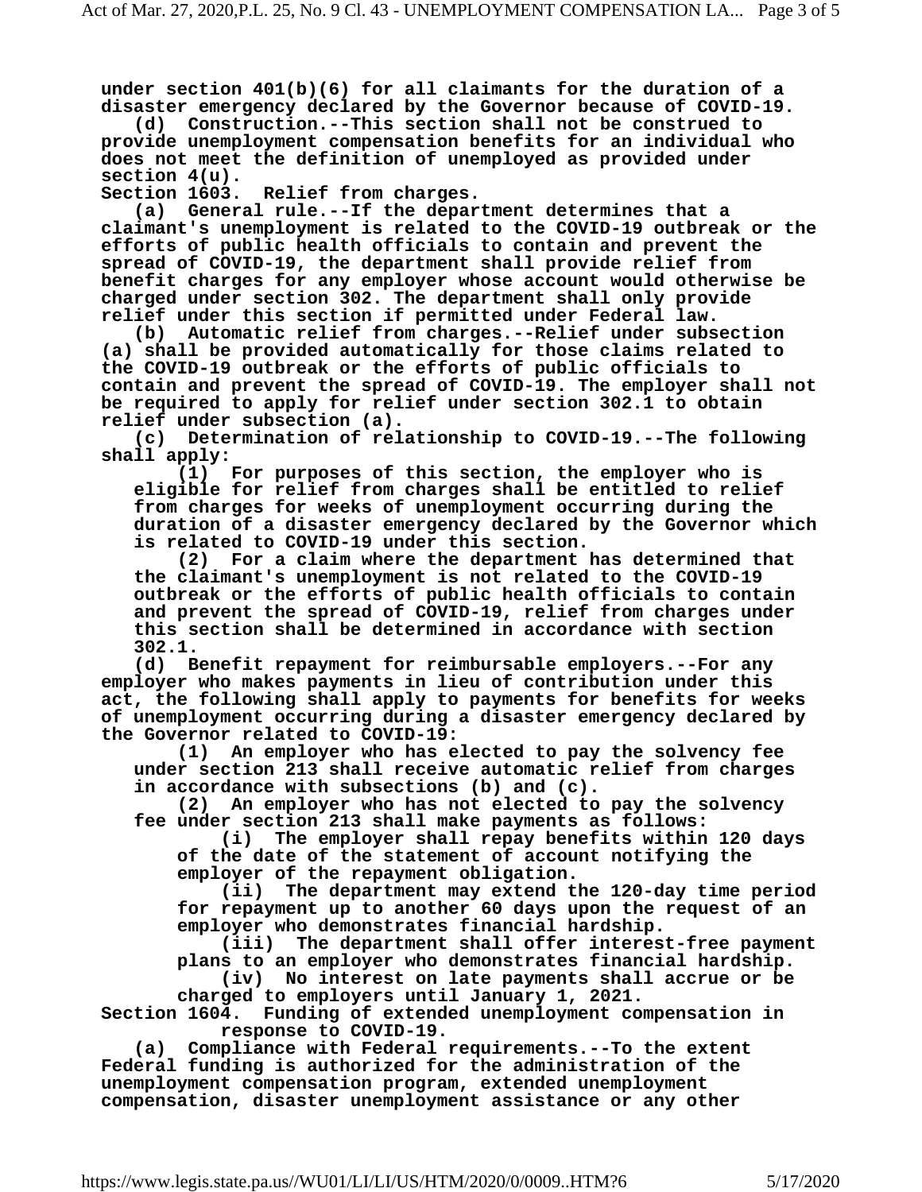under section 401(b)(6) for all claimants for the duration of a disaster emergency declared by the Governor because of COVID-19.

(d) Construction.--This section shall not be construed to provide unemployment compensation benefits for an individual who does not meet the definition of unemployed as provided under section 4(u).

**Section 1603. Relief from charges.**

(a) General rule.--If the department determines that a claimant's unemployment is related to the COVID-19 outbreak or the efforts of public health officials to contain and prevent the spread of COVID-19, the department shall provide relief from benefit charges for any employer whose account would otherwise be charged under section 302. The department shall only provide relief under this section if permitted under Federal law.

(b) Automatic relief from charges.--Relief under subsection (a) shall be provided automatically for those claims related to the COVID-19 outbreak or the efforts of public officials to contain and prevent the spread of COVID-19. The employer shall not be required to apply for relief under section 302.1 to obtain relief under subsection (a).

(c) Determination of relationship to COVID-19.--The following shall apply:

(1) For purposes of this section, the employer who is eligible for relief from charges shall be entitled to relief from charges for weeks of unemployment occurring during the duration of a disaster emergency declared by the Governor which is related to COVID-19 under this section.

(2) For a claim where the department has determined that the claimant's unemployment is not related to the COVID-19 outbreak or the efforts of public health officials to contain and prevent the spread of COVID-19, relief from charges under this section shall be determined in accordance with section 302.1.

(d) Benefit repayment for reimbursable employers.--For any employer who makes payments in lieu of contribution under this act, the following shall apply to payments for benefits for weeks of unemployment occurring during a disaster emergency declared by the Governor related to COVID-19:

(1) An employer who has elected to pay the solvency fee under section 213 shall receive automatic relief from charges in accordance with subsections (b) and (c).

(2) An employer who has not elected to pay the solvency fee under section 213 shall make payments as follows:

(i) The employer shall repay benefits within 120 days of the date of the statement of account notifying the employer of the repayment obligation.

(ii) The department may extend the 120-day time period for repayment up to another 60 days upon the request of an employer who demonstrates financial hardship.

(iii) The department shall offer interest-free payment plans to an employer who demonstrates financial hardship.

(iv) No interest on late payments shall accrue or be charged to employers until January 1, 2021.

**Section 1604. Funding of extended unemployment compensation in response to COVID-19.**

(a) Compliance with Federal requirements.--To the extent Federal funding is authorized for the administration of the unemployment compensation program, extended unemployment compensation, disaster unemployment assistance or any other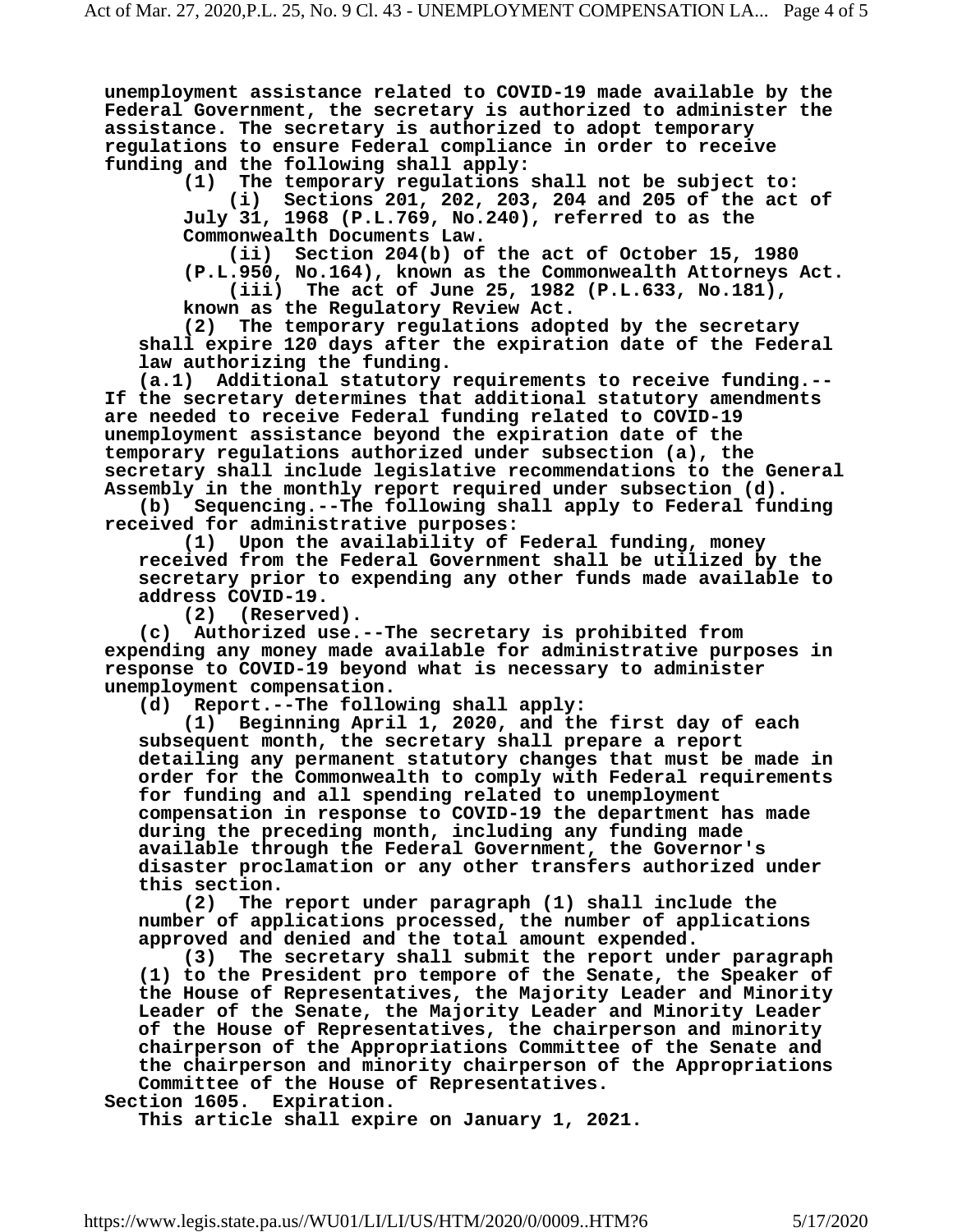**unemployment assistance related to COVID-19 made available by the Federal Government, the secretary is authorized to administer the assistance. The secretary is authorized to adopt temporary regulations to ensure Federal compliance in order to receive funding and the following shall apply:**

**(1) The temporary regulations shall not be subject to:**

**(i) Sections 201, 202, 203, 204 and 205 of the act of July 31, 1968 (P.L.769, No.240), referred to as the Commonwealth Documents Law.**

**(ii) Section 204(b) of the act of October 15, 1980 (P.L.950, No.164), known as the Commonwealth Attorneys Act.**

**(iii) The act of June 25, 1982 (P.L.633, No.181), known as the Regulatory Review Act.**

**(2) The temporary regulations adopted by the secretary shall expire 120 days after the expiration date of the Federal law authorizing the funding.**

**(a.1) Additional statutory requirements to receive funding.--If the secretary determines that additional statutory amendments are needed to receive Federal funding related to COVID-19 unemployment assistance beyond the expiration date of the temporary regulations authorized under subsection (a), the secretary shall include legislative recommendations to the General Assembly in the monthly report required under subsection (d).**

**(b) Sequencing.--The following shall apply to Federal funding received for administrative purposes:**

**(1) Upon the availability of Federal funding, money received from the Federal Government shall be utilized by the secretary prior to expending any other funds made available to address COVID-19.**

**(2) (Reserved).**

**(c) Authorized use.--The secretary is prohibited from expending any money made available for administrative purposes in response to COVID-19 beyond what is necessary to administer unemployment compensation.**

**(d) Report.--The following shall apply:**

**(1) Beginning April 1, 2020, and the first day of each subsequent month, the secretary shall prepare a report detailing any permanent statutory changes that must be made in order for the Commonwealth to comply with Federal requirements for funding and all spending related to unemployment compensation in response to COVID-19 the department has made during the preceding month, including any funding made available through the Federal Government, the Governor's disaster proclamation or any other transfers authorized under this section.**

**(2) The report under paragraph (1) shall include the number of applications processed, the number of applications approved and denied and the total amount expended.**

**(3) The secretary shall submit the report under paragraph (1) to the President pro tempore of the Senate, the Speaker of the House of Representatives, the Majority Leader and Minority Leader of the Senate, the Majority Leader and Minority Leader of the House of Representatives, the chairperson and minority chairperson of the Appropriations Committee of the Senate and the chairperson and minority chairperson of the Appropriations Committee of the House of Representatives.**

**Section 1605. Expiration.**

**This article shall expire on January 1, 2021.**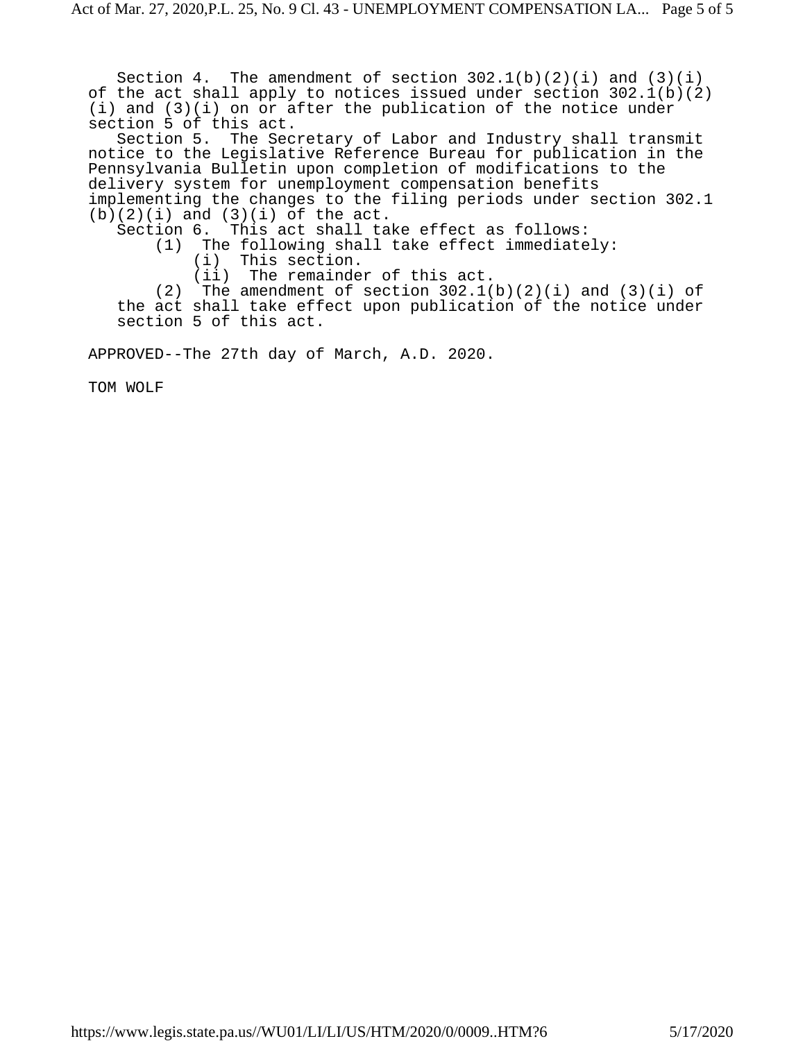Section 4. The amendment of section 302.1(b)(2)(i) and (3)(i) of the act shall apply to notices issued under section 302.1(b)(2)(i) and (3)(i) on or after the publication of the notice under section 5 of this act.

Section 5. The Secretary of Labor and Industry shall transmit notice to the Legislative Reference Bureau for publication in the Pennsylvania Bulletin upon completion of modifications to the delivery system for unemployment compensation benefits implementing the changes to the filing periods under section 302.1(b)(2)(i) and (3)(i) of the act.

Section 6. This act shall take effect as follows:

(1) The following shall take effect immediately:

(i) This section.

(ii) The remainder of this act.

(2) The amendment of section 302.1(b)(2)(i) and (3)(i) of the act shall take effect upon publication of the notice under section 5 of this act.

APPROVED--The 27th day of March, A.D. 2020.

TOM WOLF